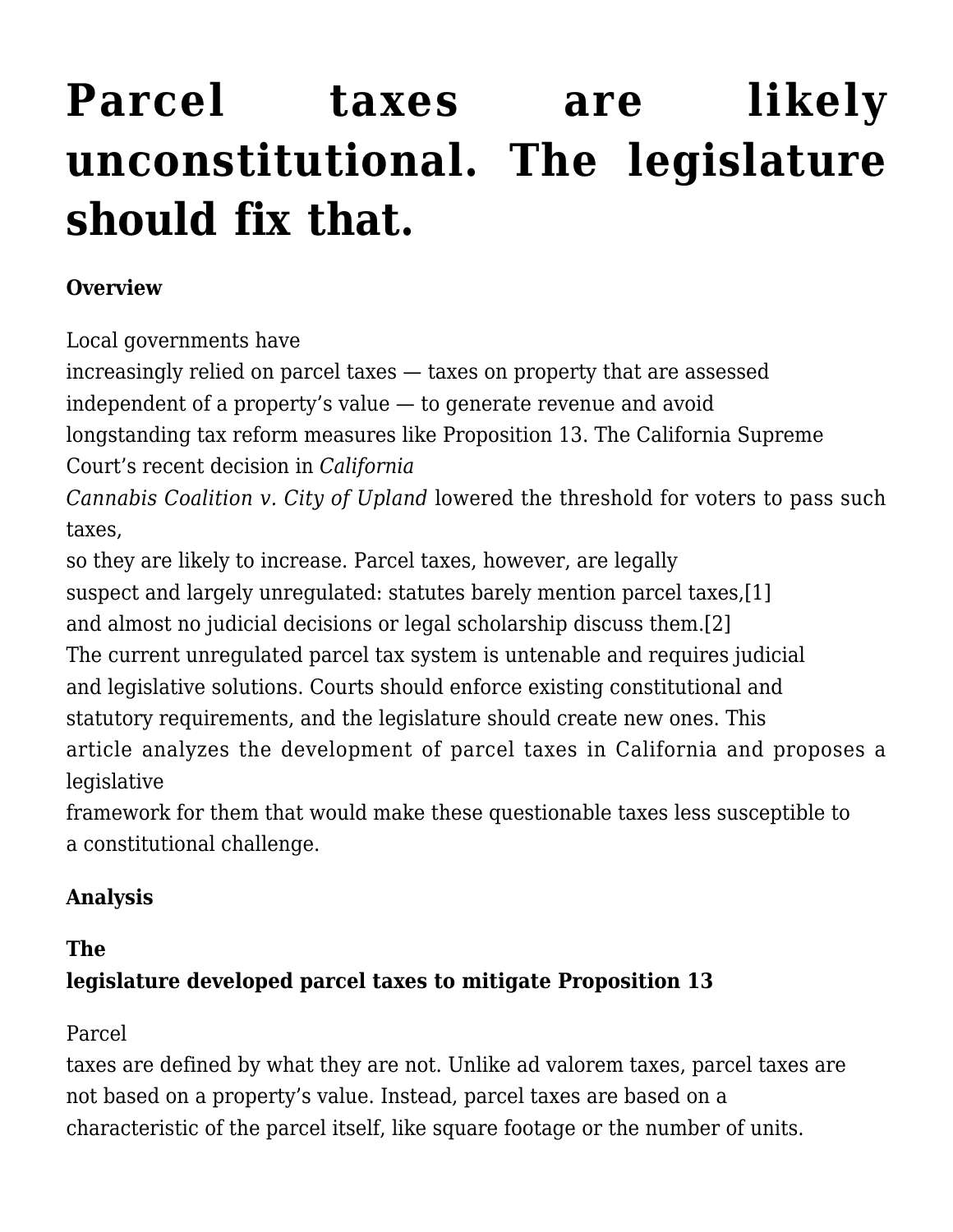# Parcel taxes are likely unconstitutional. The legislature should fix that.

**Overview**

Local governments have increasingly relied on parcel taxes — taxes on property that are assessed independent of a property's value — to generate revenue and avoid longstanding tax reform measures like Proposition 13. The California Supreme Court's recent decision in *California Cannabis Coalition v. City of Upland* lowered the threshold for voters to pass such taxes, so they are likely to increase. Parcel taxes, however, are legally suspect and largely unregulated: statutes barely mention parcel taxes,[1] and almost no judicial decisions or legal scholarship discuss them.[2] The current unregulated parcel tax system is untenable and requires judicial and legislative solutions. Courts should enforce existing constitutional and statutory requirements, and the legislature should create new ones. This article analyzes the development of parcel taxes in California and proposes a legislative framework for them that would make these questionable taxes less susceptible to a constitutional challenge.

**Analysis**

**The legislature developed parcel taxes to mitigate Proposition 13**

Parcel taxes are defined by what they are not. Unlike ad valorem taxes, parcel taxes are not based on a property's value. Instead, parcel taxes are based on a characteristic of the parcel itself, like square footage or the number of units.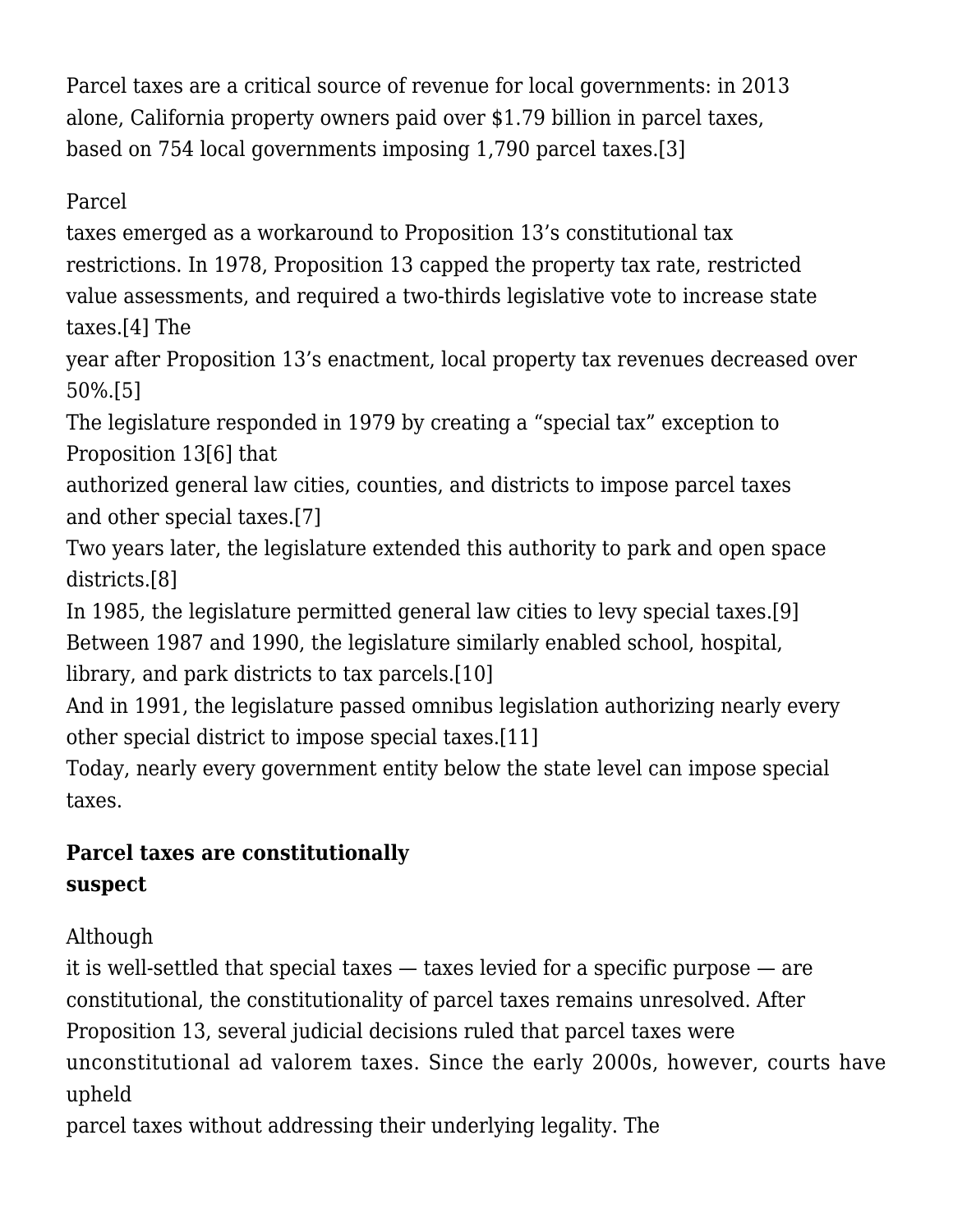Parcel taxes are a critical source of revenue for local governments: in 2013 alone, California property owners paid over $1.79 billion in parcel taxes, based on 754 local governments imposing 1,790 parcel taxes.[3]

Parcel taxes emerged as a workaround to Proposition 13's constitutional tax restrictions. In 1978, Proposition 13 capped the property tax rate, restricted value assessments, and required a two-thirds legislative vote to increase state taxes.[4] The year after Proposition 13's enactment, local property tax revenues decreased over 50%.[5] The legislature responded in 1979 by creating a "special tax" exception to Proposition 13[6] that authorized general law cities, counties, and districts to impose parcel taxes and other special taxes.[7] Two years later, the legislature extended this authority to park and open space districts.[8] In 1985, the legislature permitted general law cities to levy special taxes.[9] Between 1987 and 1990, the legislature similarly enabled school, hospital, library, and park districts to tax parcels.[10] And in 1991, the legislature passed omnibus legislation authorizing nearly every other special district to impose special taxes.[11] Today, nearly every government entity below the state level can impose special taxes.

**Parcel taxes are constitutionally suspect**

Although it is well-settled that special taxes — taxes levied for a specific purpose — are constitutional, the constitutionality of parcel taxes remains unresolved. After Proposition 13, several judicial decisions ruled that parcel taxes were unconstitutional ad valorem taxes. Since the early 2000s, however, courts have upheld parcel taxes without addressing their underlying legality. The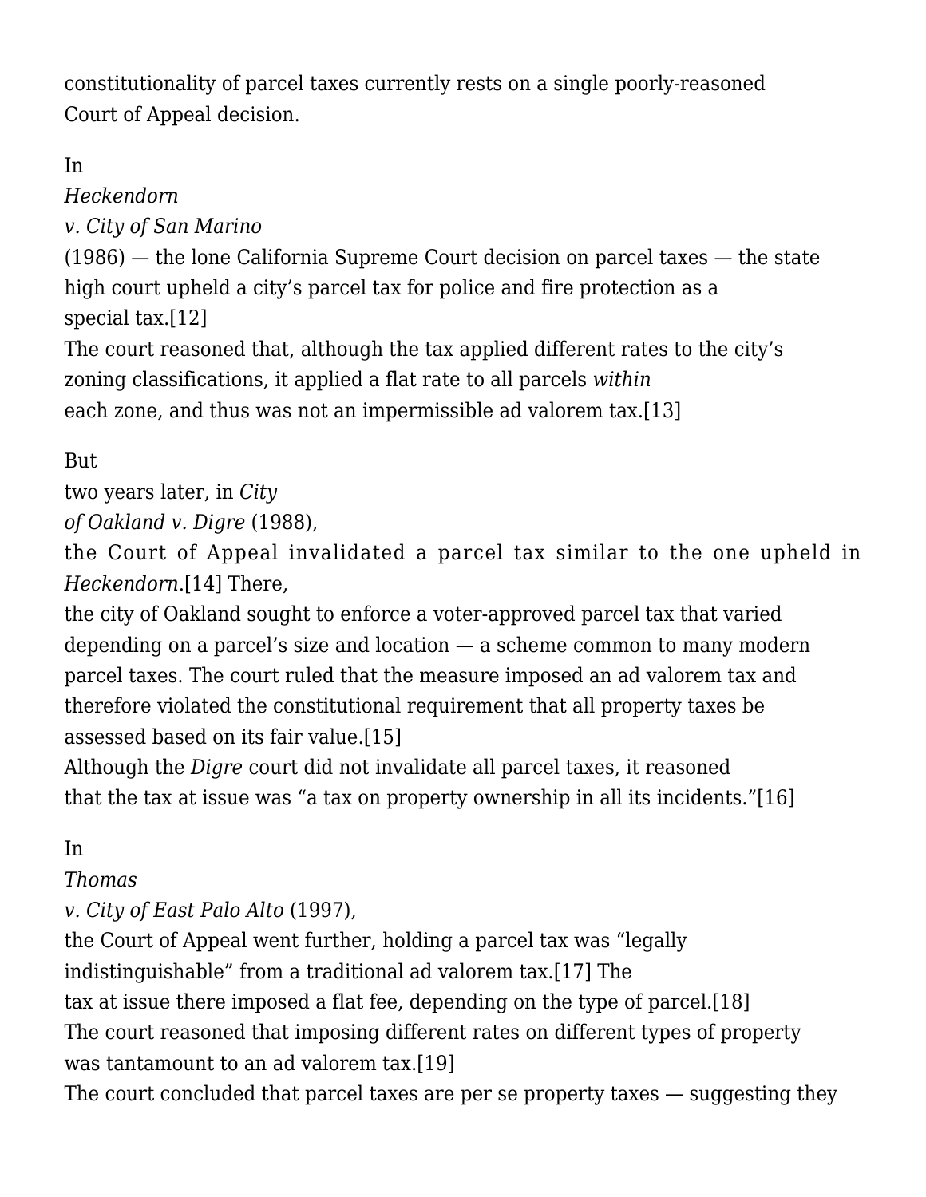constitutionality of parcel taxes currently rests on a single poorly-reasoned Court of Appeal decision.

In *Heckendorn v. City of San Marino* (1986) — the lone California Supreme Court decision on parcel taxes — the state high court upheld a city's parcel tax for police and fire protection as a special tax.[12] The court reasoned that, although the tax applied different rates to the city's zoning classifications, it applied a flat rate to all parcels *within* each zone, and thus was not an impermissible ad valorem tax.[13]

But two years later, in *City of Oakland v. Digre* (1988), the Court of Appeal invalidated a parcel tax similar to the one upheld in *Heckendorn*.[14] There, the city of Oakland sought to enforce a voter-approved parcel tax that varied depending on a parcel's size and location — a scheme common to many modern parcel taxes. The court ruled that the measure imposed an ad valorem tax and therefore violated the constitutional requirement that all property taxes be assessed based on its fair value.[15] Although the *Digre* court did not invalidate all parcel taxes, it reasoned that the tax at issue was "a tax on property ownership in all its incidents."[16]

In *Thomas v. City of East Palo Alto* (1997), the Court of Appeal went further, holding a parcel tax was "legally indistinguishable" from a traditional ad valorem tax.[17] The tax at issue there imposed a flat fee, depending on the type of parcel.[18] The court reasoned that imposing different rates on different types of property was tantamount to an ad valorem tax.[19] The court concluded that parcel taxes are per se property taxes — suggesting they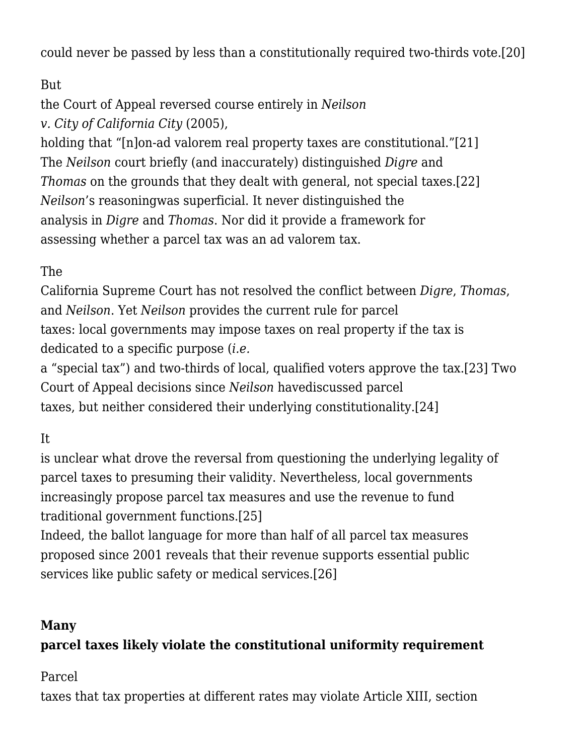could never be passed by less than a constitutionally required two-thirds vote.[20]

But the Court of Appeal reversed course entirely in *Neilson v. City of California City* (2005), holding that "[n]on-ad valorem real property taxes are constitutional."[21] The *Neilson* court briefly (and inaccurately) distinguished *Digre* and *Thomas* on the grounds that they dealt with general, not special taxes.[22] *Neilson*'s reasoningwas superficial. It never distinguished the analysis in *Digre* and *Thomas*. Nor did it provide a framework for assessing whether a parcel tax was an ad valorem tax.

The California Supreme Court has not resolved the conflict between *Digre*, *Thomas*, and *Neilson*. Yet *Neilson* provides the current rule for parcel taxes: local governments may impose taxes on real property if the tax is dedicated to a specific purpose (*i.e.* a "special tax") and two-thirds of local, qualified voters approve the tax.[23] Two Court of Appeal decisions since *Neilson* havediscussed parcel taxes, but neither considered their underlying constitutionality.[24]

It is unclear what drove the reversal from questioning the underlying legality of parcel taxes to presuming their validity. Nevertheless, local governments increasingly propose parcel tax measures and use the revenue to fund traditional government functions.[25] Indeed, the ballot language for more than half of all parcel tax measures proposed since 2001 reveals that their revenue supports essential public services like public safety or medical services.[26]

**Many parcel taxes likely violate the constitutional uniformity requirement**

Parcel taxes that tax properties at different rates may violate Article XIII, section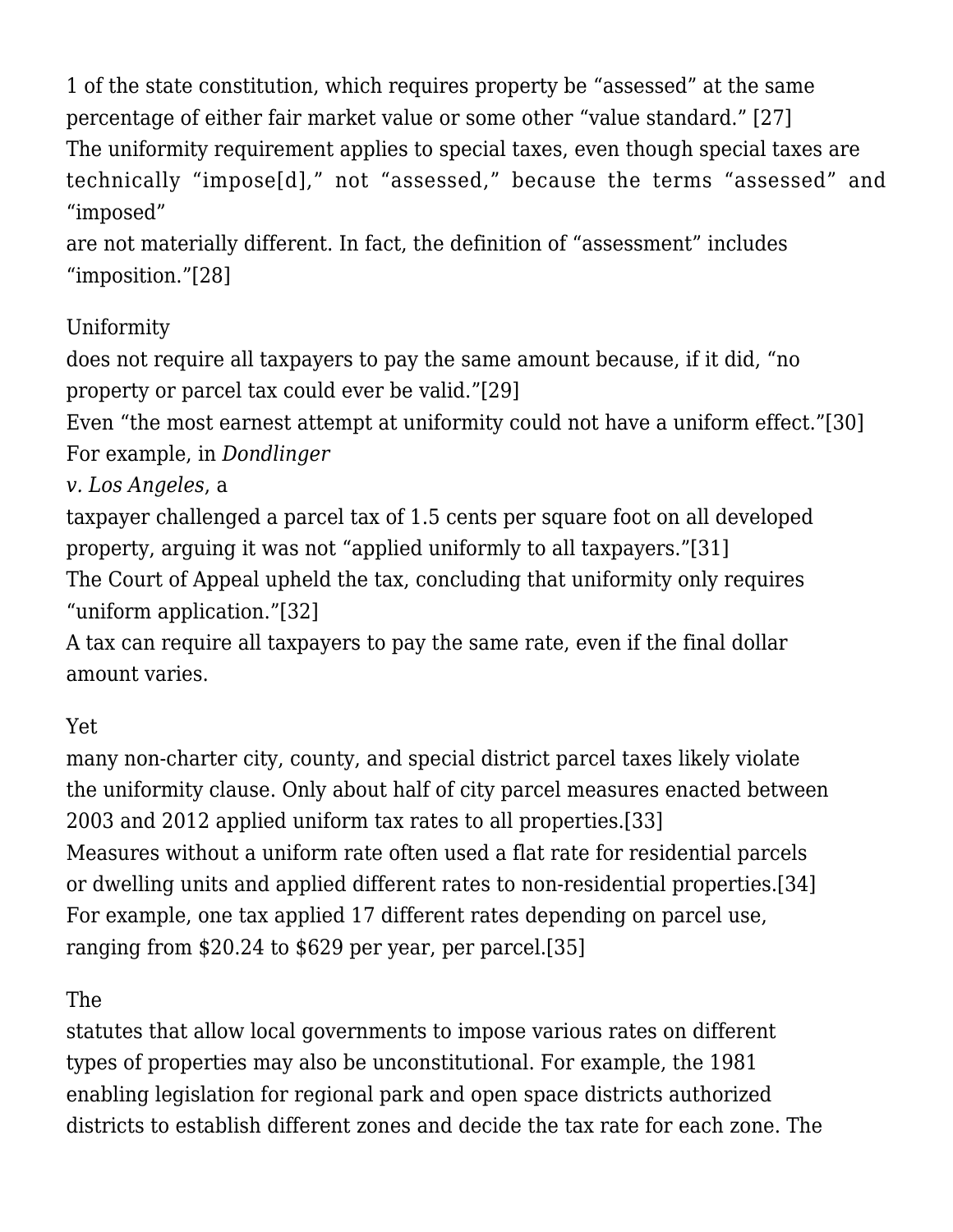1 of the state constitution, which requires property be "assessed" at the same percentage of either fair market value or some other "value standard." [27] The uniformity requirement applies to special taxes, even though special taxes are technically "impose[d]," not "assessed," because the terms "assessed" and "imposed" are not materially different. In fact, the definition of "assessment" includes "imposition."[28]

Uniformity does not require all taxpayers to pay the same amount because, if it did, "no property or parcel tax could ever be valid."[29] Even "the most earnest attempt at uniformity could not have a uniform effect."[30] For example, in *Dondlinger v. Los Angeles*, a taxpayer challenged a parcel tax of 1.5 cents per square foot on all developed property, arguing it was not "applied uniformly to all taxpayers."[31] The Court of Appeal upheld the tax, concluding that uniformity only requires "uniform application."[32] A tax can require all taxpayers to pay the same rate, even if the final dollar amount varies.

Yet many non-charter city, county, and special district parcel taxes likely violate the uniformity clause. Only about half of city parcel measures enacted between 2003 and 2012 applied uniform tax rates to all properties.[33] Measures without a uniform rate often used a flat rate for residential parcels or dwelling units and applied different rates to non-residential properties.[34] For example, one tax applied 17 different rates depending on parcel use, ranging from $20.24 to $629 per year, per parcel.[35]

The statutes that allow local governments to impose various rates on different types of properties may also be unconstitutional. For example, the 1981 enabling legislation for regional park and open space districts authorized districts to establish different zones and decide the tax rate for each zone. The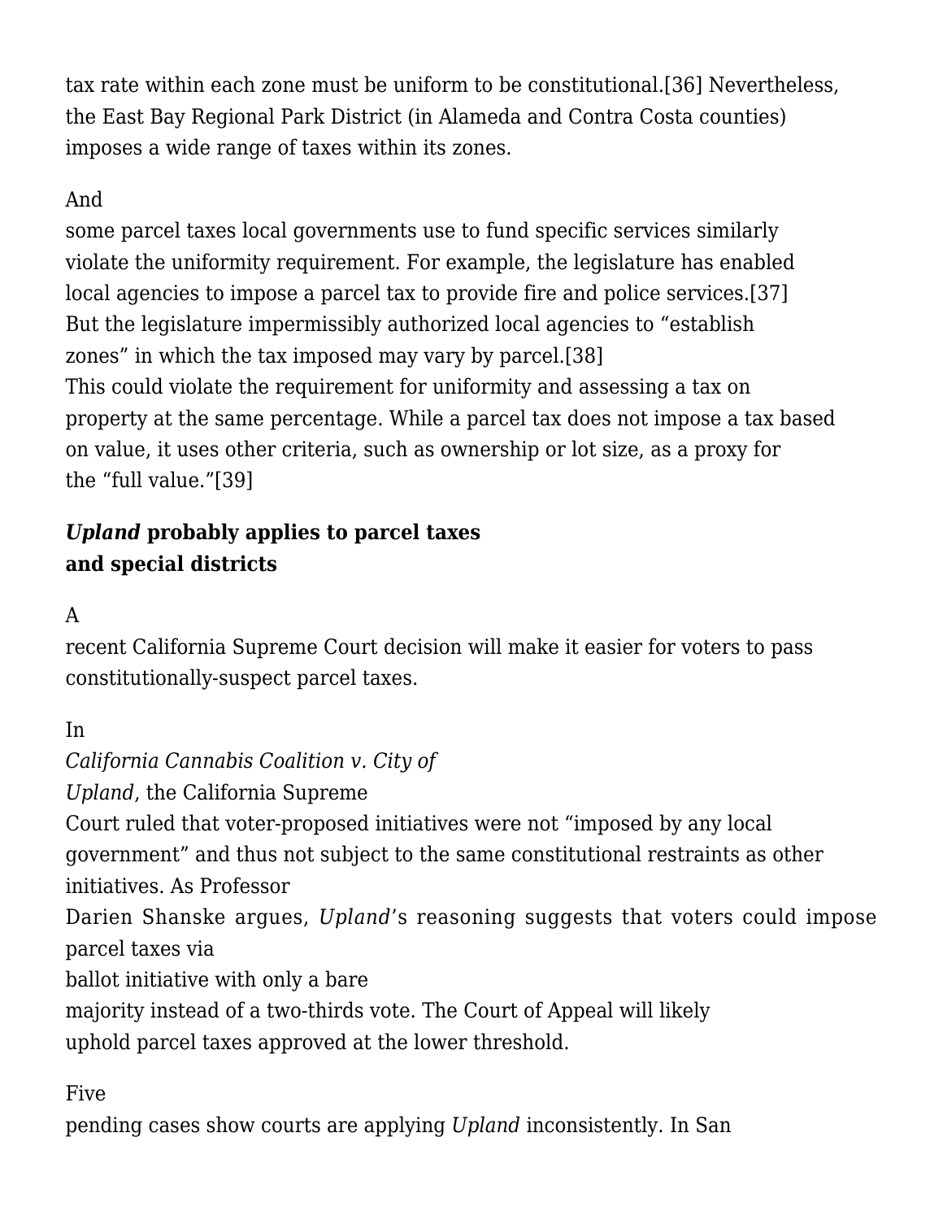tax rate within each zone must be uniform to be constitutional.[36] Nevertheless, the East Bay Regional Park District (in Alameda and Contra Costa counties) imposes a wide range of taxes within its zones.

And some parcel taxes local governments use to fund specific services similarly violate the uniformity requirement. For example, the legislature has enabled local agencies to impose a parcel tax to provide fire and police services.[37] But the legislature impermissibly authorized local agencies to "establish zones" in which the tax imposed may vary by parcel.[38] This could violate the requirement for uniformity and assessing a tax on property at the same percentage. While a parcel tax does not impose a tax based on value, it uses other criteria, such as ownership or lot size, as a proxy for the "full value."[39]

### ***Upland*** **probably applies to parcel taxes and special districts**

A recent California Supreme Court decision will make it easier for voters to pass constitutionally-suspect parcel taxes.

In *California Cannabis Coalition v. City of Upland*, the California Supreme Court ruled that voter-proposed initiatives were not "imposed by any local government" and thus not subject to the same constitutional restraints as other initiatives. As Professor Darien Shanske argues, *Upland*'s reasoning suggests that voters could impose parcel taxes via ballot initiative with only a bare majority instead of a two-thirds vote. The Court of Appeal will likely uphold parcel taxes approved at the lower threshold.

Five pending cases show courts are applying *Upland* inconsistently. In San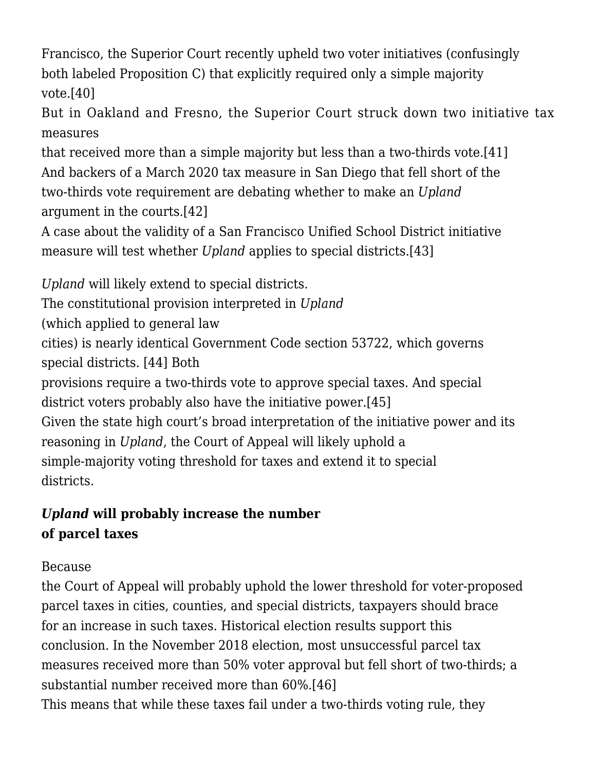Francisco, the Superior Court recently upheld two voter initiatives (confusingly both labeled Proposition C) that explicitly required only a simple majority vote.[40]

But in Oakland and Fresno, the Superior Court struck down two initiative tax measures that received more than a simple majority but less than a two-thirds vote.[41] And backers of a March 2020 tax measure in San Diego that fell short of the two-thirds vote requirement are debating whether to make an *Upland* argument in the courts.[42]

A case about the validity of a San Francisco Unified School District initiative measure will test whether *Upland* applies to special districts.[43]

*Upland* will likely extend to special districts.

The constitutional provision interpreted in *Upland* (which applied to general law cities) is nearly identical Government Code section 53722, which governs special districts. [44] Both provisions require a two-thirds vote to approve special taxes. And special district voters probably also have the initiative power.[45]

Given the state high court's broad interpretation of the initiative power and its reasoning in *Upland*, the Court of Appeal will likely uphold a simple-majority voting threshold for taxes and extend it to special districts.

## ***Upland* will probably increase the number of parcel taxes**

Because the Court of Appeal will probably uphold the lower threshold for voter-proposed parcel taxes in cities, counties, and special districts, taxpayers should brace for an increase in such taxes. Historical election results support this conclusion. In the November 2018 election, most unsuccessful parcel tax measures received more than 50% voter approval but fell short of two-thirds; a substantial number received more than 60%.[46]

This means that while these taxes fail under a two-thirds voting rule, they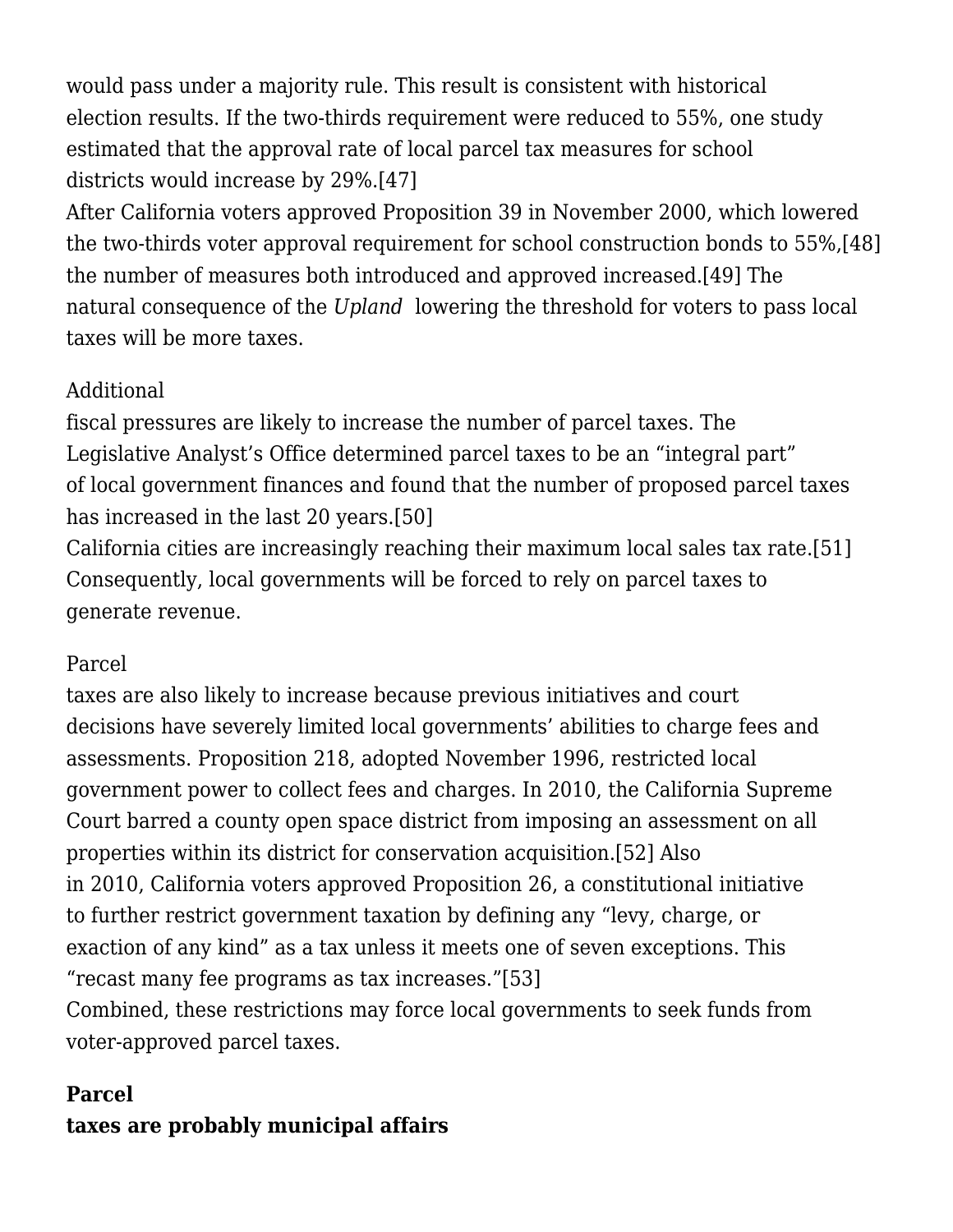would pass under a majority rule. This result is consistent with historical election results. If the two-thirds requirement were reduced to 55%, one study estimated that the approval rate of local parcel tax measures for school districts would increase by 29%.[47]

After California voters approved Proposition 39 in November 2000, which lowered the two-thirds voter approval requirement for school construction bonds to 55%,[48] the number of measures both introduced and approved increased.[49] The natural consequence of the *Upland* lowering the threshold for voters to pass local taxes will be more taxes.

Additional fiscal pressures are likely to increase the number of parcel taxes. The Legislative Analyst's Office determined parcel taxes to be an "integral part" of local government finances and found that the number of proposed parcel taxes has increased in the last 20 years.[50]

California cities are increasingly reaching their maximum local sales tax rate.[51] Consequently, local governments will be forced to rely on parcel taxes to generate revenue.

Parcel taxes are also likely to increase because previous initiatives and court decisions have severely limited local governments' abilities to charge fees and assessments. Proposition 218, adopted November 1996, restricted local government power to collect fees and charges. In 2010, the California Supreme Court barred a county open space district from imposing an assessment on all properties within its district for conservation acquisition.[52] Also in 2010, California voters approved Proposition 26, a constitutional initiative to further restrict government taxation by defining any "levy, charge, or exaction of any kind" as a tax unless it meets one of seven exceptions. This "recast many fee programs as tax increases."[53]

Combined, these restrictions may force local governments to seek funds from voter-approved parcel taxes.

**Parcel taxes are probably municipal affairs**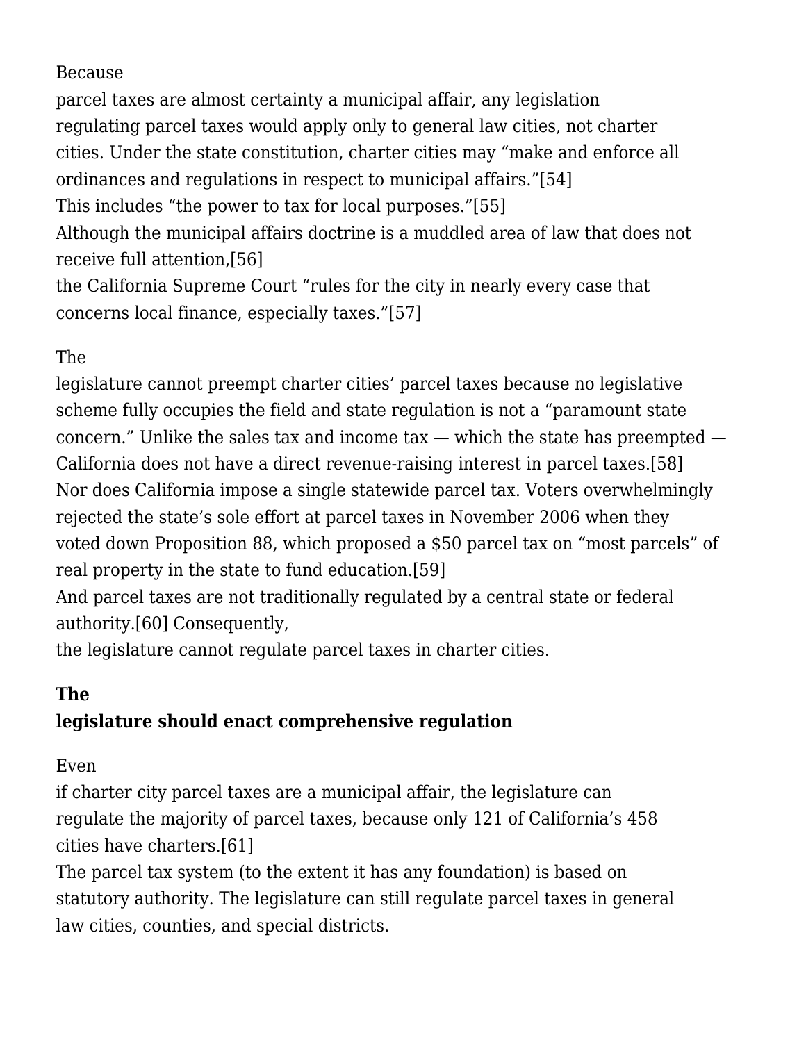Because parcel taxes are almost certainty a municipal affair, any legislation regulating parcel taxes would apply only to general law cities, not charter cities. Under the state constitution, charter cities may "make and enforce all ordinances and regulations in respect to municipal affairs."[54] This includes "the power to tax for local purposes."[55] Although the municipal affairs doctrine is a muddled area of law that does not receive full attention,[56] the California Supreme Court "rules for the city in nearly every case that concerns local finance, especially taxes."[57]

The legislature cannot preempt charter cities' parcel taxes because no legislative scheme fully occupies the field and state regulation is not a "paramount state concern." Unlike the sales tax and income tax — which the state has preempted — California does not have a direct revenue-raising interest in parcel taxes.[58] Nor does California impose a single statewide parcel tax. Voters overwhelmingly rejected the state's sole effort at parcel taxes in November 2006 when they voted down Proposition 88, which proposed a $50 parcel tax on "most parcels" of real property in the state to fund education.[59] And parcel taxes are not traditionally regulated by a central state or federal authority.[60] Consequently, the legislature cannot regulate parcel taxes in charter cities.

**The legislature should enact comprehensive regulation**

Even if charter city parcel taxes are a municipal affair, the legislature can regulate the majority of parcel taxes, because only 121 of California's 458 cities have charters.[61] The parcel tax system (to the extent it has any foundation) is based on statutory authority. The legislature can still regulate parcel taxes in general law cities, counties, and special districts.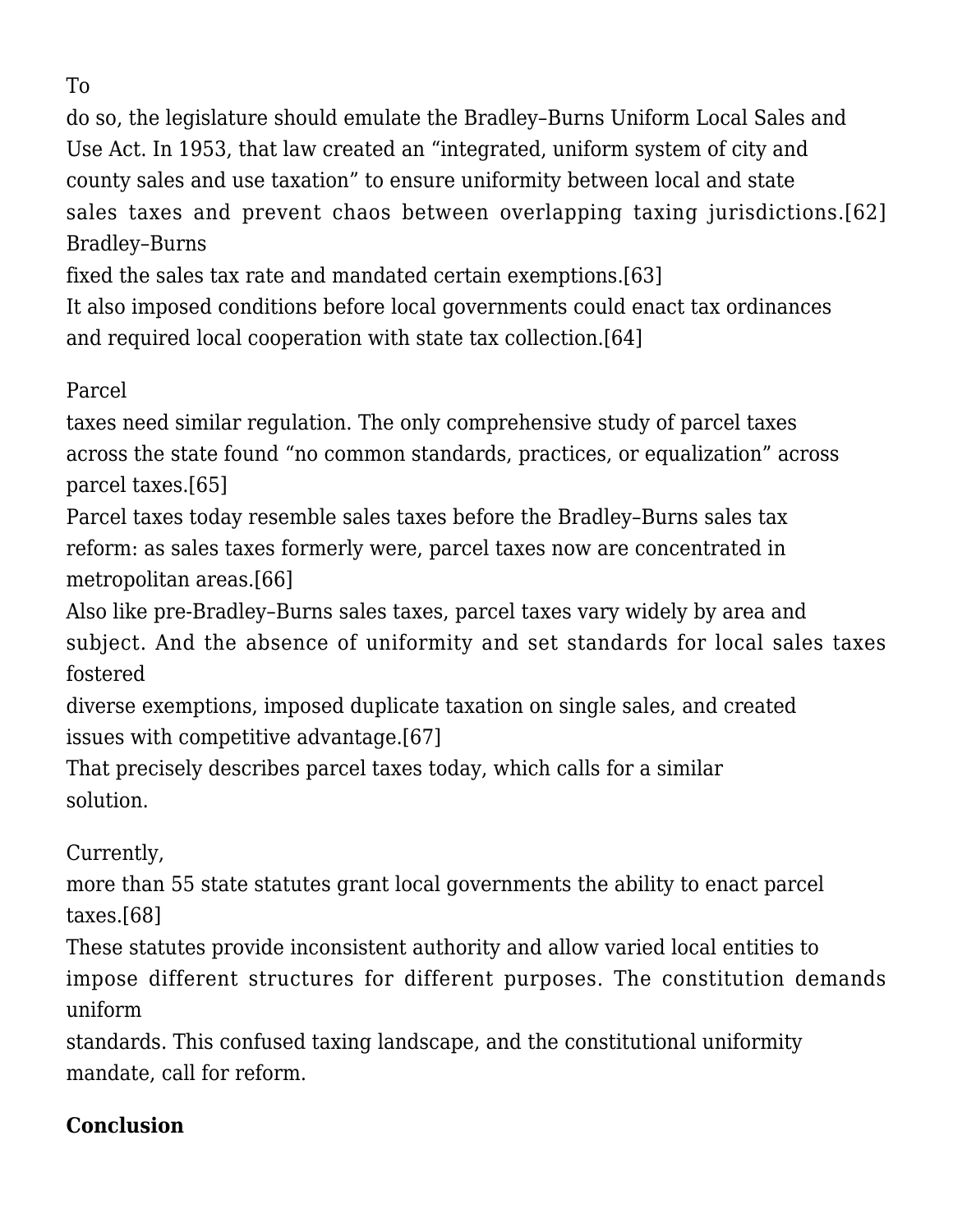To do so, the legislature should emulate the Bradley–Burns Uniform Local Sales and Use Act. In 1953, that law created an "integrated, uniform system of city and county sales and use taxation" to ensure uniformity between local and state sales taxes and prevent chaos between overlapping taxing jurisdictions.[62] Bradley–Burns fixed the sales tax rate and mandated certain exemptions.[63] It also imposed conditions before local governments could enact tax ordinances and required local cooperation with state tax collection.[64]

Parcel taxes need similar regulation. The only comprehensive study of parcel taxes across the state found "no common standards, practices, or equalization" across parcel taxes.[65] Parcel taxes today resemble sales taxes before the Bradley–Burns sales tax reform: as sales taxes formerly were, parcel taxes now are concentrated in metropolitan areas.[66] Also like pre-Bradley–Burns sales taxes, parcel taxes vary widely by area and subject. And the absence of uniformity and set standards for local sales taxes fostered diverse exemptions, imposed duplicate taxation on single sales, and created issues with competitive advantage.[67] That precisely describes parcel taxes today, which calls for a similar solution.

Currently, more than 55 state statutes grant local governments the ability to enact parcel taxes.[68] These statutes provide inconsistent authority and allow varied local entities to impose different structures for different purposes. The constitution demands uniform standards. This confused taxing landscape, and the constitutional uniformity mandate, call for reform.

**Conclusion**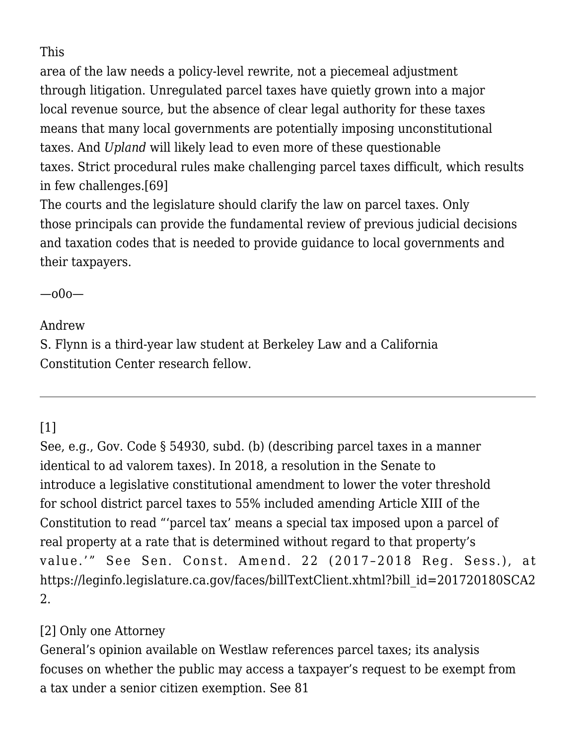This area of the law needs a policy-level rewrite, not a piecemeal adjustment through litigation. Unregulated parcel taxes have quietly grown into a major local revenue source, but the absence of clear legal authority for these taxes means that many local governments are potentially imposing unconstitutional taxes. And *Upland* will likely lead to even more of these questionable taxes. Strict procedural rules make challenging parcel taxes difficult, which results in few challenges.[69]

The courts and the legislature should clarify the law on parcel taxes. Only those principals can provide the fundamental review of previous judicial decisions and taxation codes that is needed to provide guidance to local governments and their taxpayers.

—o0o—

Andrew S. Flynn is a third-year law student at Berkeley Law and a California Constitution Center research fellow.

---

[1] See, e.g., Gov. Code § 54930, subd. (b) (describing parcel taxes in a manner identical to ad valorem taxes). In 2018, a resolution in the Senate to introduce a legislative constitutional amendment to lower the voter threshold for school district parcel taxes to 55% included amending Article XIII of the Constitution to read "'parcel tax' means a special tax imposed upon a parcel of real property at a rate that is determined without regard to that property's value.'" See Sen. Const. Amend. 22 (2017–2018 Reg. Sess.), at https://leginfo.legislature.ca.gov/faces/billTextClient.xhtml?bill_id=201720180SCA22.

[2] Only one Attorney General's opinion available on Westlaw references parcel taxes; its analysis focuses on whether the public may access a taxpayer's request to be exempt from a tax under a senior citizen exemption. See 81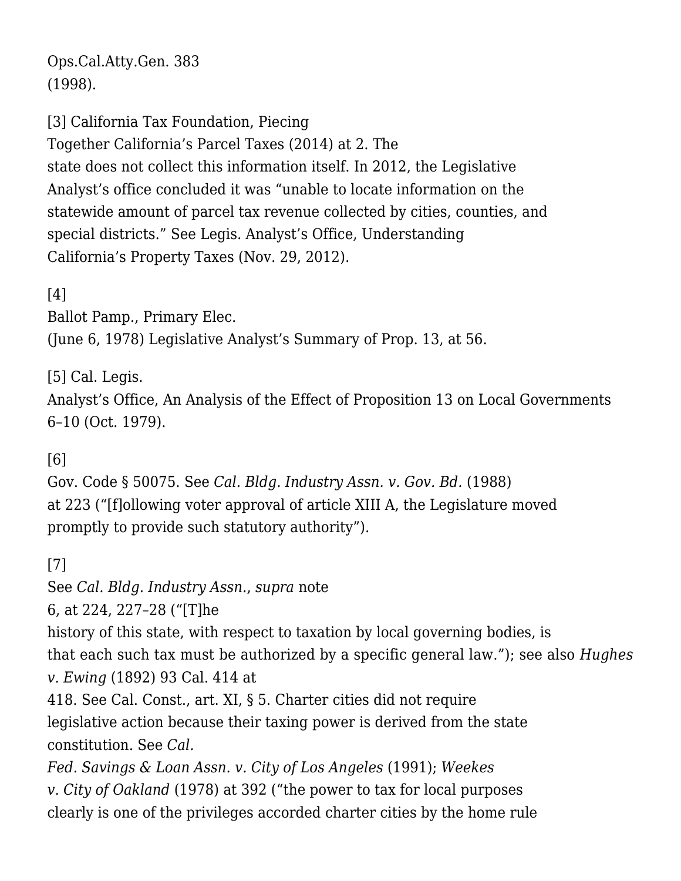Ops.Cal.Atty.Gen. 383 (1998).

[3] California Tax Foundation, Piecing Together California's Parcel Taxes (2014) at 2. The state does not collect this information itself. In 2012, the Legislative Analyst's office concluded it was "unable to locate information on the statewide amount of parcel tax revenue collected by cities, counties, and special districts." See Legis. Analyst's Office, Understanding California's Property Taxes (Nov. 29, 2012).

[4] Ballot Pamp., Primary Elec. (June 6, 1978) Legislative Analyst's Summary of Prop. 13, at 56.

[5] Cal. Legis. Analyst's Office, An Analysis of the Effect of Proposition 13 on Local Governments 6–10 (Oct. 1979).

[6] Gov. Code § 50075. See *Cal. Bldg. Industry Assn. v. Gov. Bd.* (1988) at 223 ("[f]ollowing voter approval of article XIII A, the Legislature moved promptly to provide such statutory authority").

[7] See *Cal. Bldg. Industry Assn.*, *supra* note 6, at 224, 227–28 ("[T]he history of this state, with respect to taxation by local governing bodies, is that each such tax must be authorized by a specific general law."); see also *Hughes v. Ewing* (1892) 93 Cal. 414 at 418. See Cal. Const., art. XI, § 5. Charter cities did not require legislative action because their taxing power is derived from the state constitution. See *Cal. Fed. Savings & Loan Assn. v. City of Los Angeles* (1991); *Weekes v. City of Oakland* (1978) at 392 ("the power to tax for local purposes clearly is one of the privileges accorded charter cities by the home rule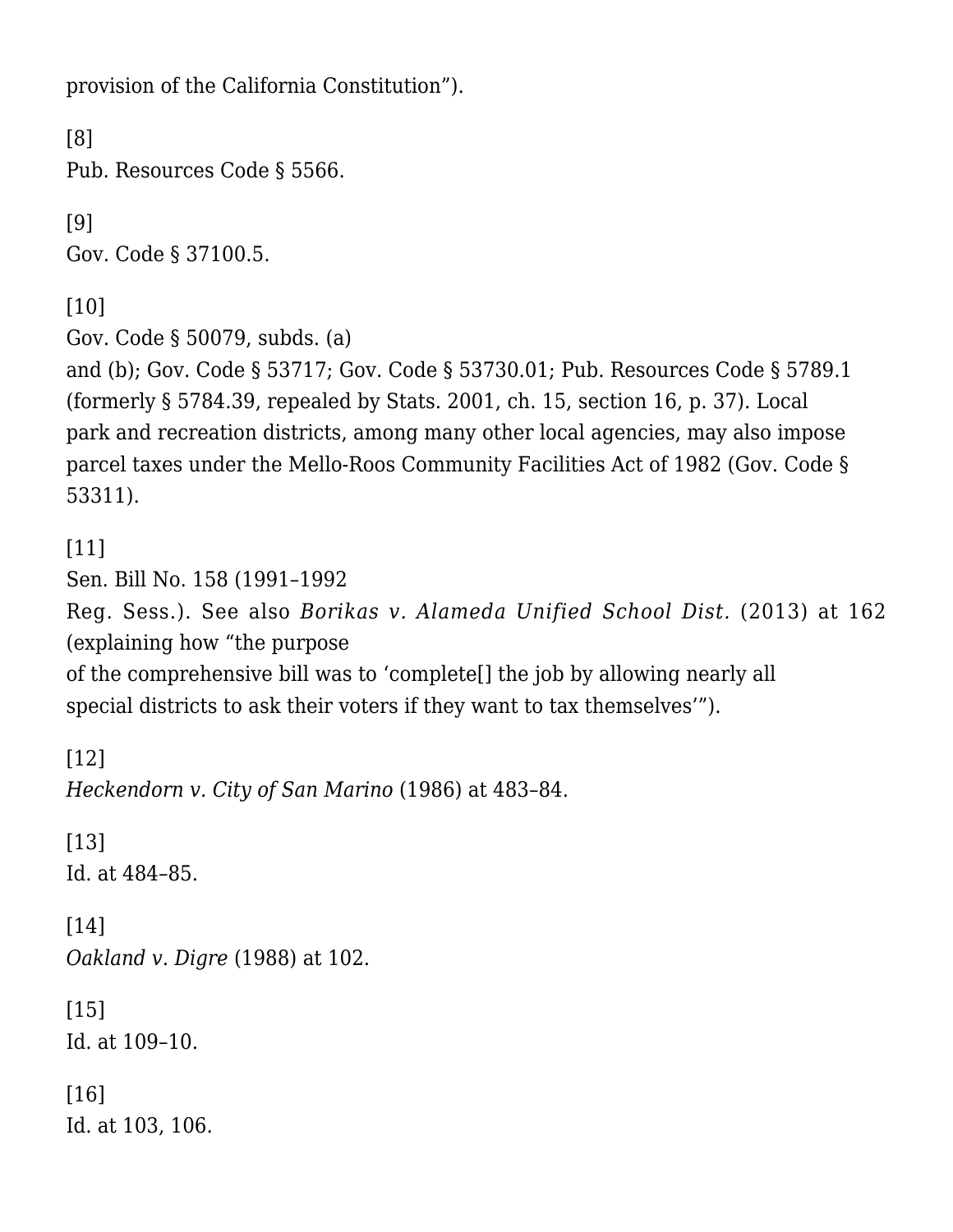provision of the California Constitution").

[8]
Pub. Resources Code § 5566.

[9]
Gov. Code § 37100.5.

[10]
Gov. Code § 50079, subds. (a) and (b); Gov. Code § 53717; Gov. Code § 53730.01; Pub. Resources Code § 5789.1 (formerly § 5784.39, repealed by Stats. 2001, ch. 15, section 16, p. 37). Local park and recreation districts, among many other local agencies, may also impose parcel taxes under the Mello-Roos Community Facilities Act of 1982 (Gov. Code § 53311).

[11]
Sen. Bill No. 158 (1991–1992 Reg. Sess.). See also *Borikas v. Alameda Unified School Dist.* (2013) at 162 (explaining how "the purpose of the comprehensive bill was to 'complete[] the job by allowing nearly all special districts to ask their voters if they want to tax themselves'").

[12]
*Heckendorn v. City of San Marino* (1986) at 483–84.

[13]
Id. at 484–85.

[14]
*Oakland v. Digre* (1988) at 102.

[15]
Id. at 109–10.

[16]
Id. at 103, 106.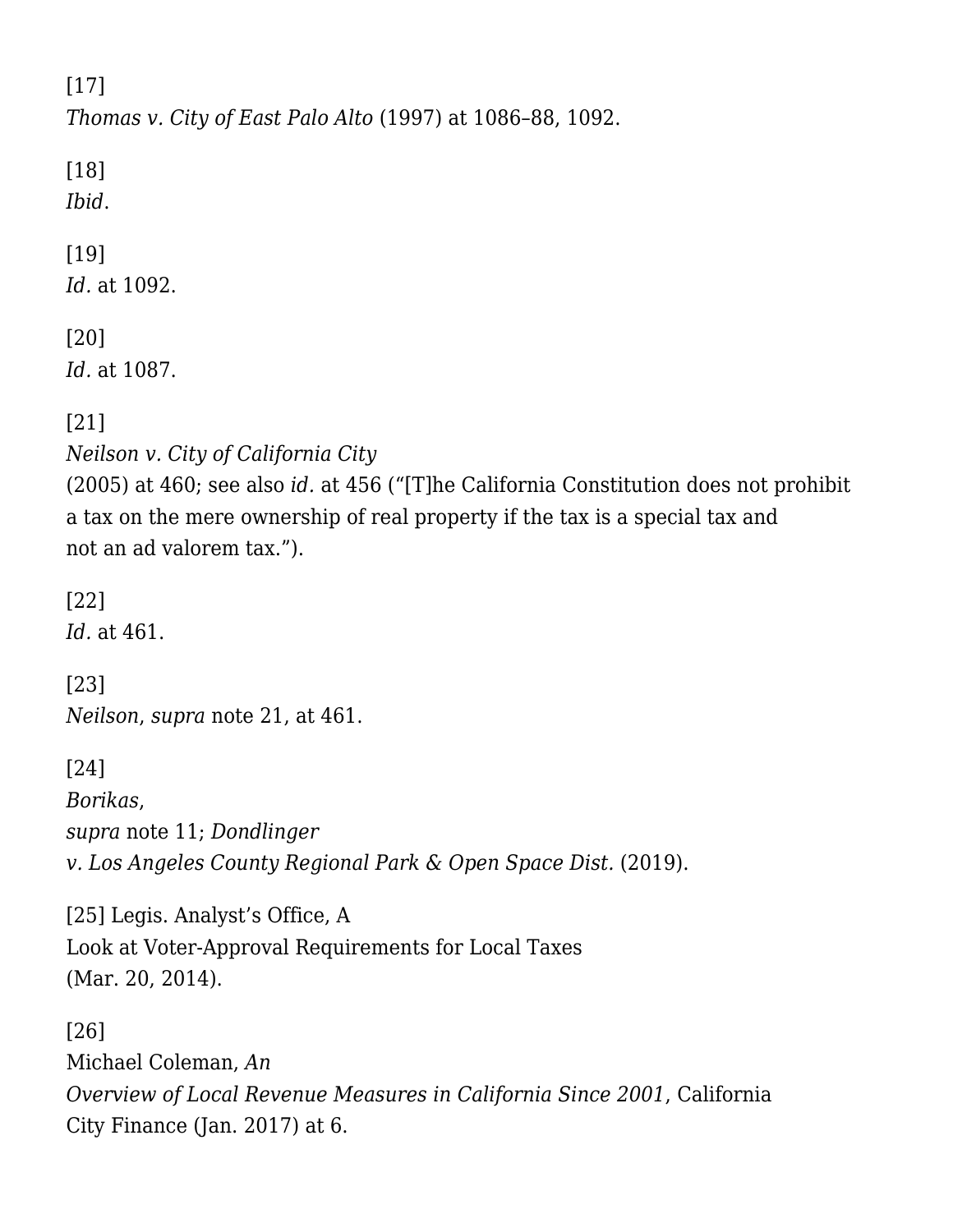[17]
*Thomas v. City of East Palo Alto* (1997) at 1086–88, 1092.

[18]
*Ibid*.

[19]
*Id.* at 1092.

[20]
*Id.* at 1087.

[21]
*Neilson v. City of California City* (2005) at 460; see also *id.* at 456 ("[T]he California Constitution does not prohibit a tax on the mere ownership of real property if the tax is a special tax and not an ad valorem tax.").

[22]
*Id.* at 461.

[23]
*Neilson*, *supra* note 21, at 461.

[24]
*Borikas*, *supra* note 11; *Dondlinger v. Los Angeles County Regional Park & Open Space Dist.* (2019).

[25] Legis. Analyst's Office, A Look at Voter-Approval Requirements for Local Taxes (Mar. 20, 2014).

[26]
Michael Coleman, *An Overview of Local Revenue Measures in California Since 2001*, California City Finance (Jan. 2017) at 6.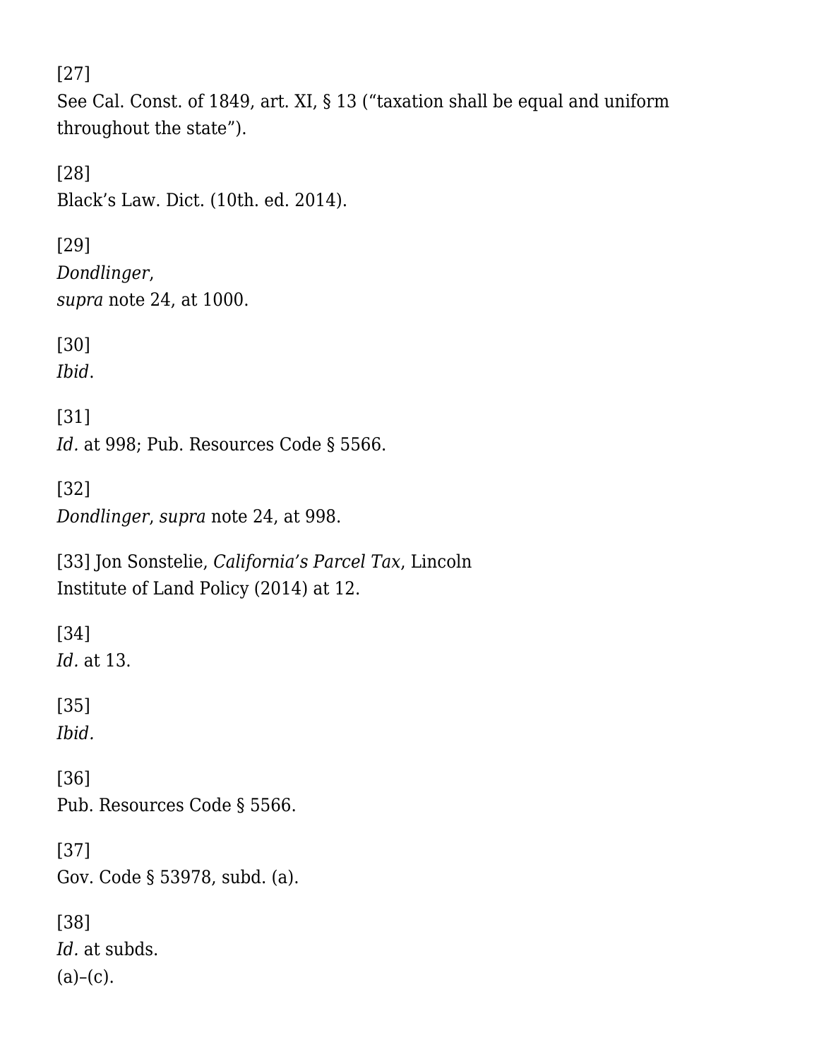[27]
See Cal. Const. of 1849, art. XI, § 13 ("taxation shall be equal and uniform throughout the state").

[28]
Black's Law. Dict. (10th. ed. 2014).

[29]
*Dondlinger*, *supra* note 24, at 1000.

[30]
*Ibid*.

[31]
*Id*. at 998; Pub. Resources Code § 5566.

[32]
*Dondlinger*, *supra* note 24, at 998.

[33] Jon Sonstelie, *California's Parcel Tax*, Lincoln Institute of Land Policy (2014) at 12.

[34]
*Id*. at 13.

[35]
*Ibid*.

[36]
Pub. Resources Code § 5566.

[37]
Gov. Code § 53978, subd. (a).

[38]
*Id*. at subds. (a)–(c).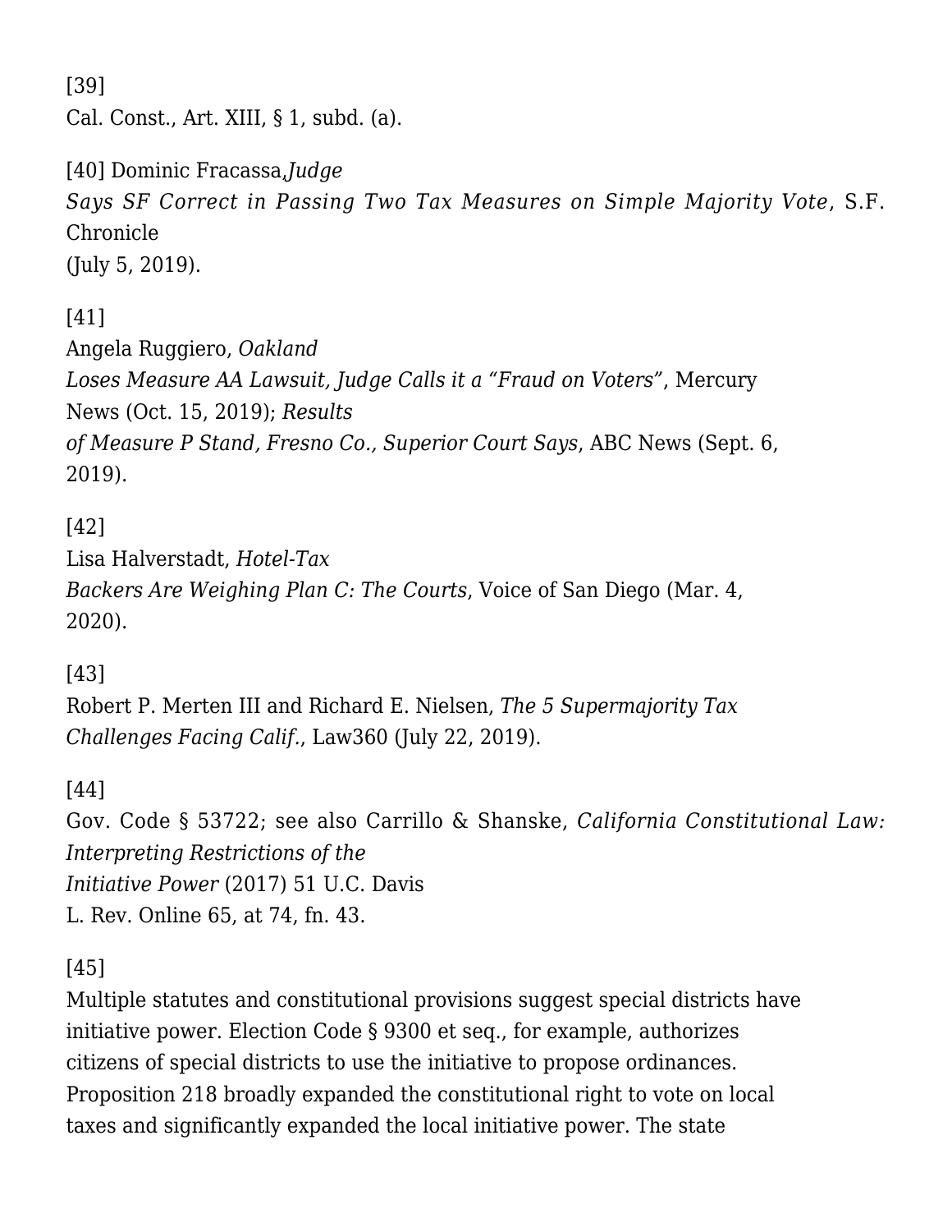[39] Cal. Const., Art. XIII, § 1, subd. (a).

[40] Dominic Fracassa, *Judge Says SF Correct in Passing Two Tax Measures on Simple Majority Vote*, S.F. Chronicle (July 5, 2019).

[41] Angela Ruggiero, *Oakland Loses Measure AA Lawsuit, Judge Calls it a "Fraud on Voters"*, Mercury News (Oct. 15, 2019); *Results of Measure P Stand, Fresno Co., Superior Court Says*, ABC News (Sept. 6, 2019).

[42] Lisa Halverstadt, *Hotel-Tax Backers Are Weighing Plan C: The Courts*, Voice of San Diego (Mar. 4, 2020).

[43] Robert P. Merten III and Richard E. Nielsen, *The 5 Supermajority Tax Challenges Facing Calif.*, Law360 (July 22, 2019).

[44] Gov. Code § 53722; see also Carrillo & Shanske, *California Constitutional Law: Interpreting Restrictions of the Initiative Power* (2017) 51 U.C. Davis L. Rev. Online 65, at 74, fn. 43.

[45] Multiple statutes and constitutional provisions suggest special districts have initiative power. Election Code § 9300 et seq., for example, authorizes citizens of special districts to use the initiative to propose ordinances. Proposition 218 broadly expanded the constitutional right to vote on local taxes and significantly expanded the local initiative power. The state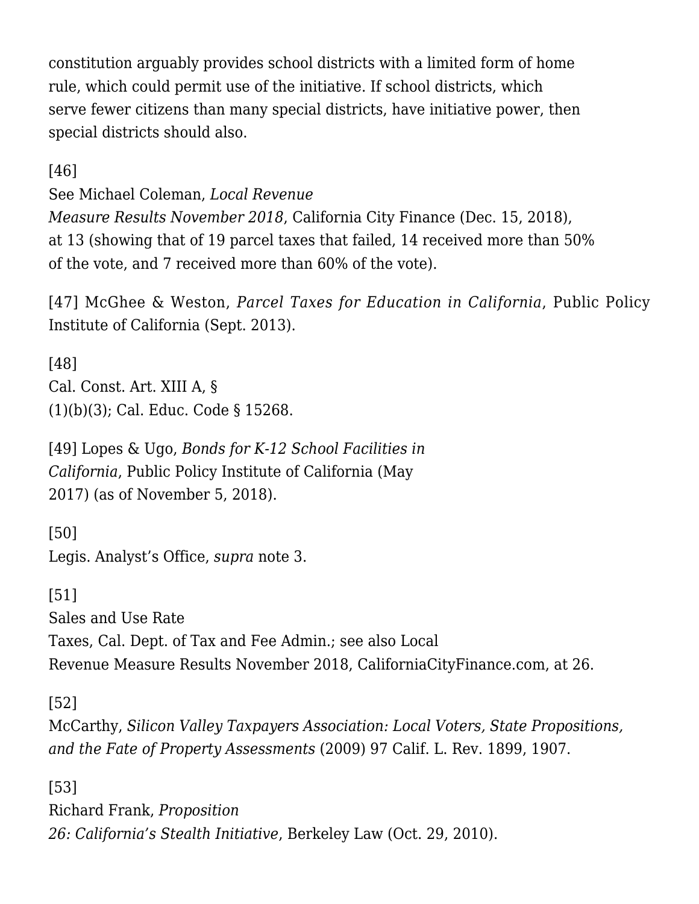constitution arguably provides school districts with a limited form of home rule, which could permit use of the initiative. If school districts, which serve fewer citizens than many special districts, have initiative power, then special districts should also.

[46] See Michael Coleman, *Local Revenue Measure Results November 2018*, California City Finance (Dec. 15, 2018), at 13 (showing that of 19 parcel taxes that failed, 14 received more than 50% of the vote, and 7 received more than 60% of the vote).

[47] McGhee & Weston, *Parcel Taxes for Education in California*, Public Policy Institute of California (Sept. 2013).

[48] Cal. Const. Art. XIII A, § (1)(b)(3); Cal. Educ. Code § 15268.

[49] Lopes & Ugo, *Bonds for K-12 School Facilities in California*, Public Policy Institute of California (May 2017) (as of November 5, 2018).

[50] Legis. Analyst's Office, *supra* note 3.

[51] Sales and Use Rate Taxes, Cal. Dept. of Tax and Fee Admin.; see also Local Revenue Measure Results November 2018, CaliforniaCityFinance.com, at 26.

[52] McCarthy, *Silicon Valley Taxpayers Association: Local Voters, State Propositions, and the Fate of Property Assessments* (2009) 97 Calif. L. Rev. 1899, 1907.

[53] Richard Frank, *Proposition 26: California's Stealth Initiative*, Berkeley Law (Oct. 29, 2010).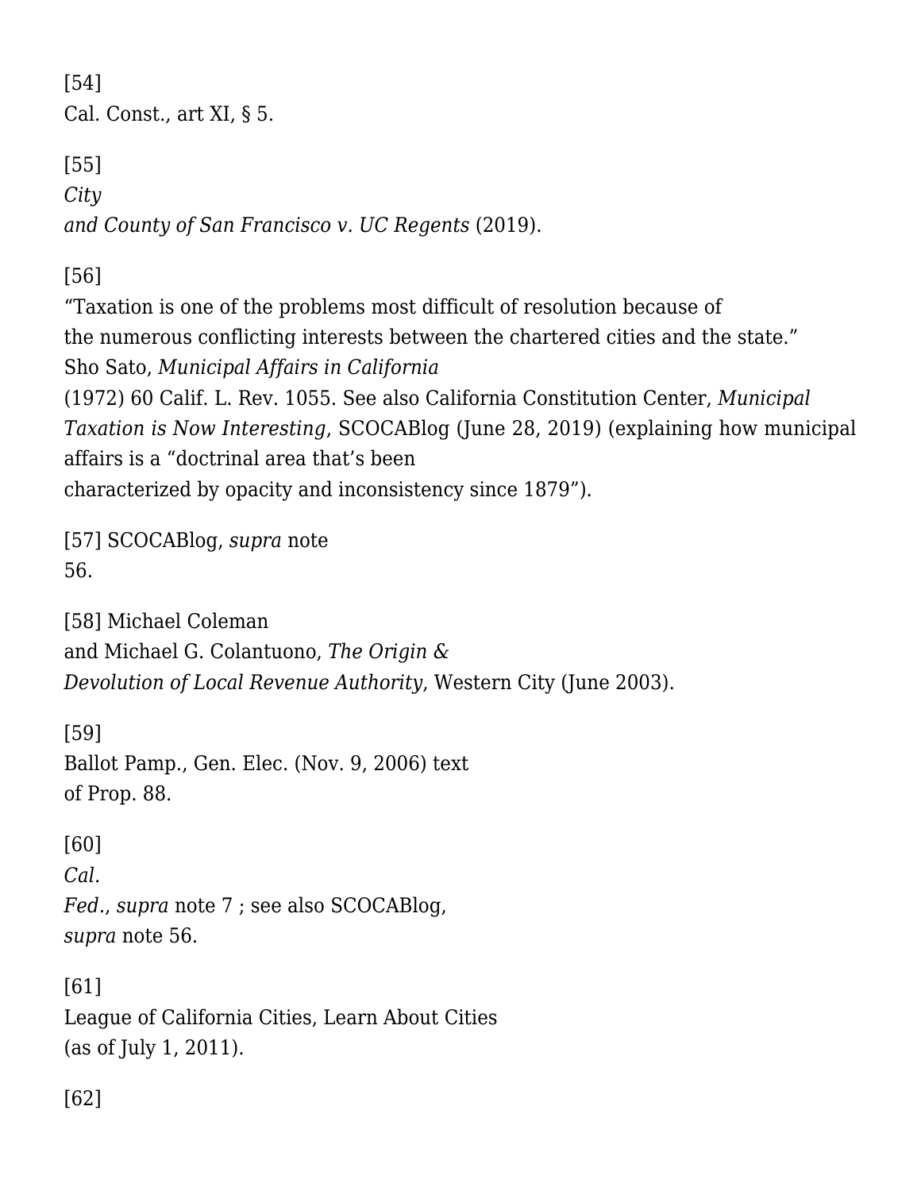[54] Cal. Const., art XI, § 5.

[55] *City and County of San Francisco v. UC Regents* (2019).

[56] "Taxation is one of the problems most difficult of resolution because of the numerous conflicting interests between the chartered cities and the state." Sho Sato, *Municipal Affairs in California* (1972) 60 Calif. L. Rev. 1055. See also California Constitution Center, *Municipal Taxation is Now Interesting*, SCOCABlog (June 28, 2019) (explaining how municipal affairs is a "doctrinal area that's been characterized by opacity and inconsistency since 1879").

[57] SCOCABlog, *supra* note 56.

[58] Michael Coleman and Michael G. Colantuono, *The Origin & Devolution of Local Revenue Authority*, Western City (June 2003).

[59] Ballot Pamp., Gen. Elec. (Nov. 9, 2006) text of Prop. 88.

[60] *Cal. Fed.*, *supra* note 7 ; see also SCOCABlog, *supra* note 56.

[61] League of California Cities, Learn About Cities (as of July 1, 2011).

[62]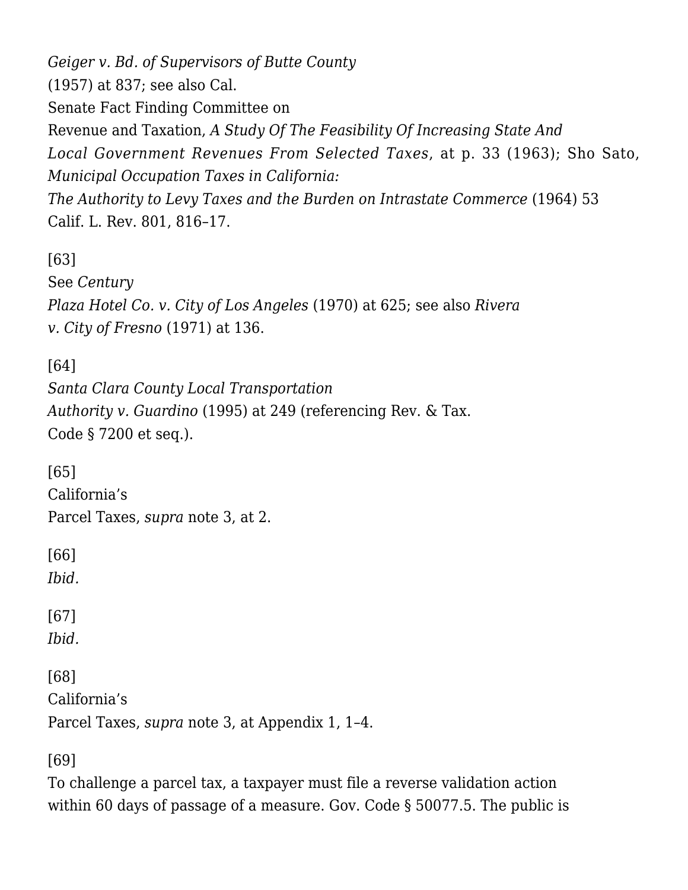*Geiger v. Bd. of Supervisors of Butte County* (1957) at 837; see also Cal. Senate Fact Finding Committee on Revenue and Taxation, *A Study Of The Feasibility Of Increasing State And Local Government Revenues From Selected Taxes*, at p. 33 (1963); Sho Sato, *Municipal Occupation Taxes in California: The Authority to Levy Taxes and the Burden on Intrastate Commerce* (1964) 53 Calif. L. Rev. 801, 816–17.

[63] See *Century Plaza Hotel Co. v. City of Los Angeles* (1970) at 625; see also *Rivera v. City of Fresno* (1971) at 136.

[64] *Santa Clara County Local Transportation Authority v. Guardino* (1995) at 249 (referencing Rev. & Tax. Code § 7200 et seq.).

[65] California's Parcel Taxes, *supra* note 3, at 2.

[66] *Ibid.*

[67] *Ibid.*

[68] California's Parcel Taxes, *supra* note 3, at Appendix 1, 1–4.

[69] To challenge a parcel tax, a taxpayer must file a reverse validation action within 60 days of passage of a measure. Gov. Code § 50077.5. The public is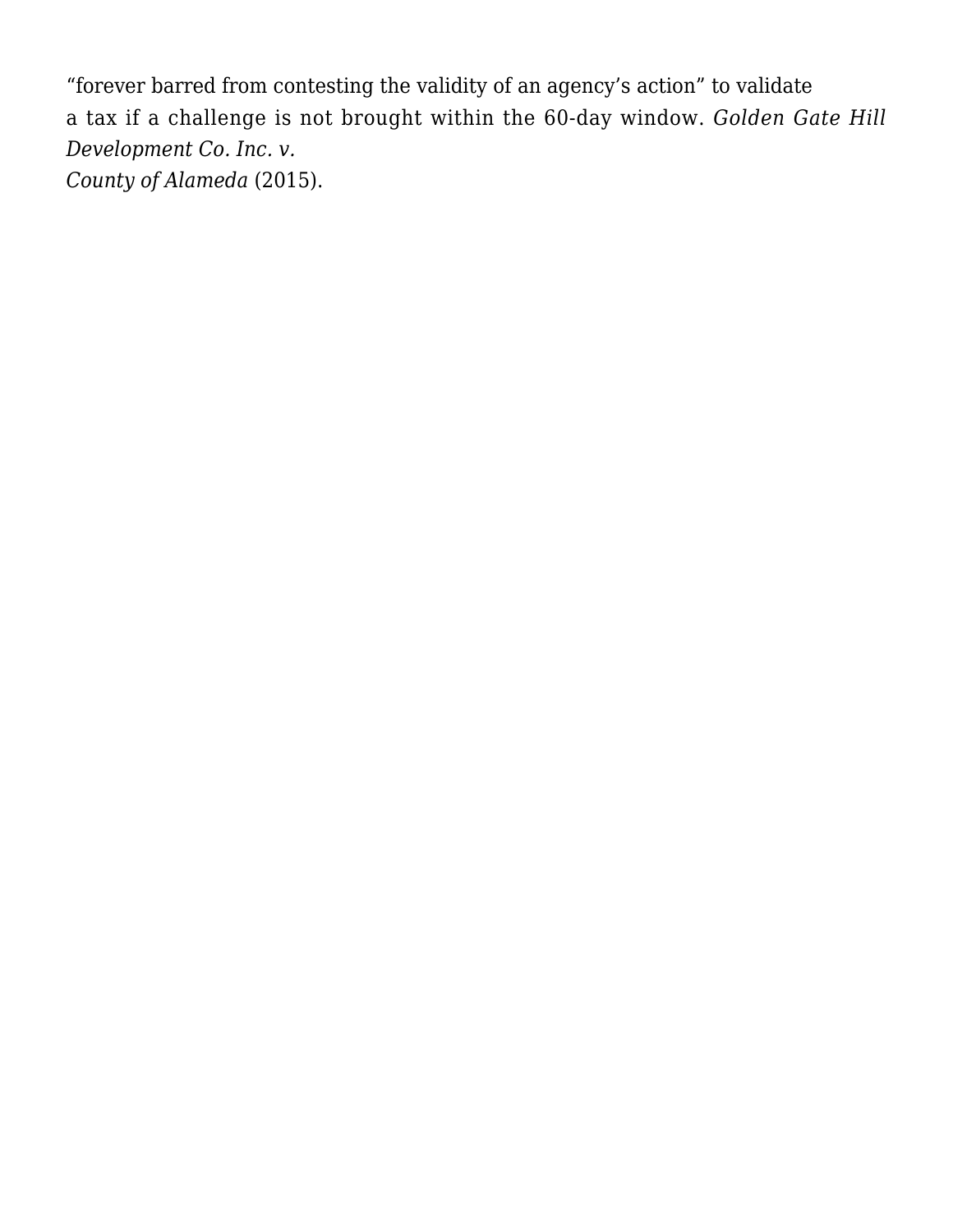"forever barred from contesting the validity of an agency's action" to validate a tax if a challenge is not brought within the 60-day window. *Golden Gate Hill Development Co. Inc. v. County of Alameda* (2015).